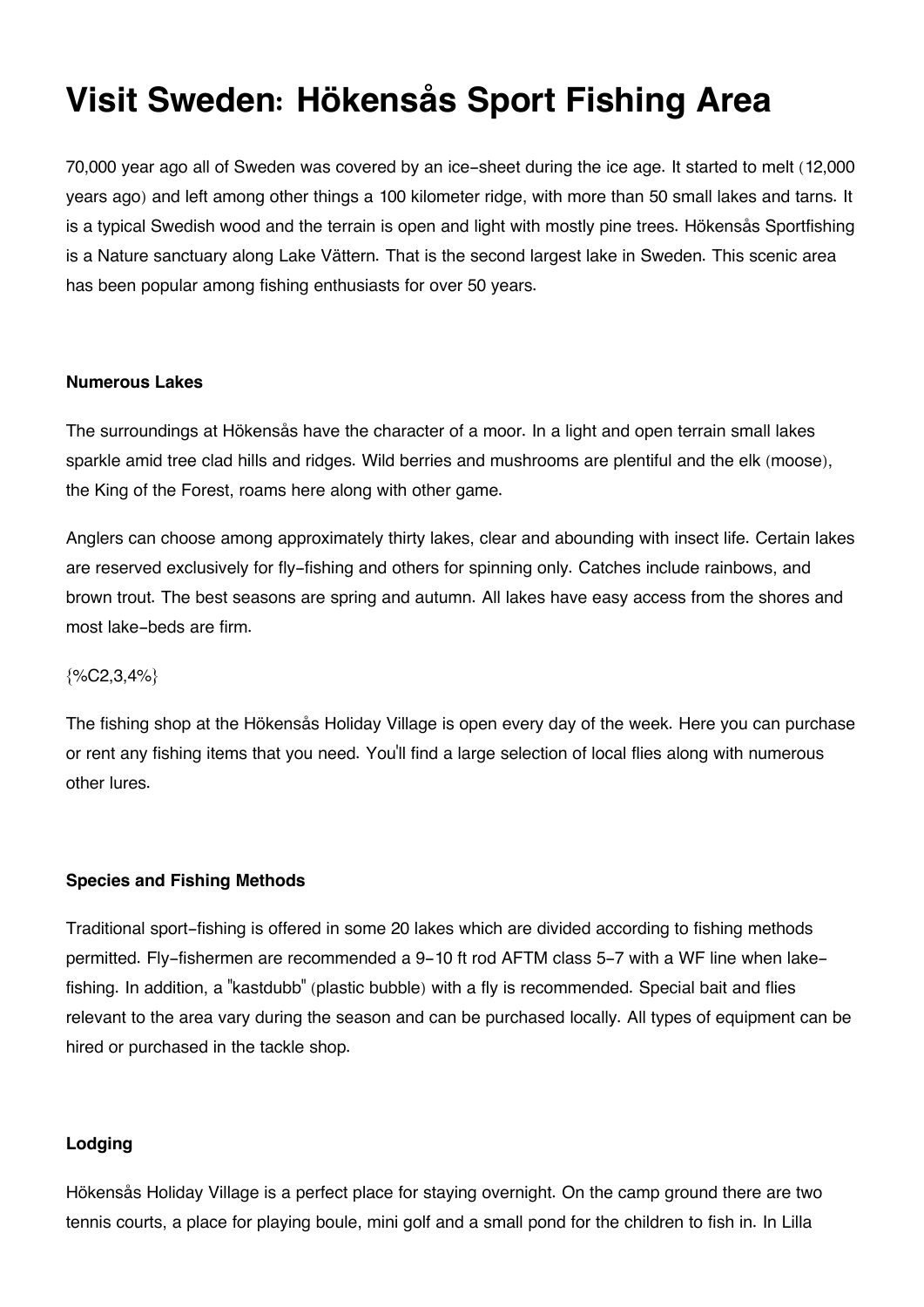# Visit Sweden: Hökensås Sport Fishing Area

70,000 year ago all of Sweden was covered by an ice-sheet during the ice age. It started to melt (12,000 years ago) and left among other things a 100 kilometer ridge, with more than 50 small lakes and tarns. It is a typical Swedish wood and the terrain is open and light with mostly pine trees. Hökensås Sportfishing is a Nature sanctuary along Lake Vättern. That is the second largest lake in Sweden. This scenic area has been popular among fishing enthusiasts for over 50 years.

**Numerous Lakes**

The surroundings at Hökensås have the character of a moor. In a light and open terrain small lakes sparkle amid tree clad hills and ridges. Wild berries and mushrooms are plentiful and the elk (moose), the King of the Forest, roams here along with other game.

Anglers can choose among approximately thirty lakes, clear and abounding with insect life. Certain lakes are reserved exclusively for fly-fishing and others for spinning only. Catches include rainbows, and brown trout. The best seasons are spring and autumn. All lakes have easy access from the shores and most lake-beds are firm.

{%C2,3,4%}

The fishing shop at the Hökensås Holiday Village is open every day of the week. Here you can purchase or rent any fishing items that you need. You'll find a large selection of local flies along with numerous other lures.

**Species and Fishing Methods**

Traditional sport-fishing is offered in some 20 lakes which are divided according to fishing methods permitted. Fly-fishermen are recommended a 9-10 ft rod AFTM class 5-7 with a WF line when lake-fishing. In addition, a "kastdubb" (plastic bubble) with a fly is recommended. Special bait and flies relevant to the area vary during the season and can be purchased locally. All types of equipment can be hired or purchased in the tackle shop.

**Lodging**

Hökensås Holiday Village is a perfect place for staying overnight. On the camp ground there are two tennis courts, a place for playing boule, mini golf and a small pond for the children to fish in. In Lilla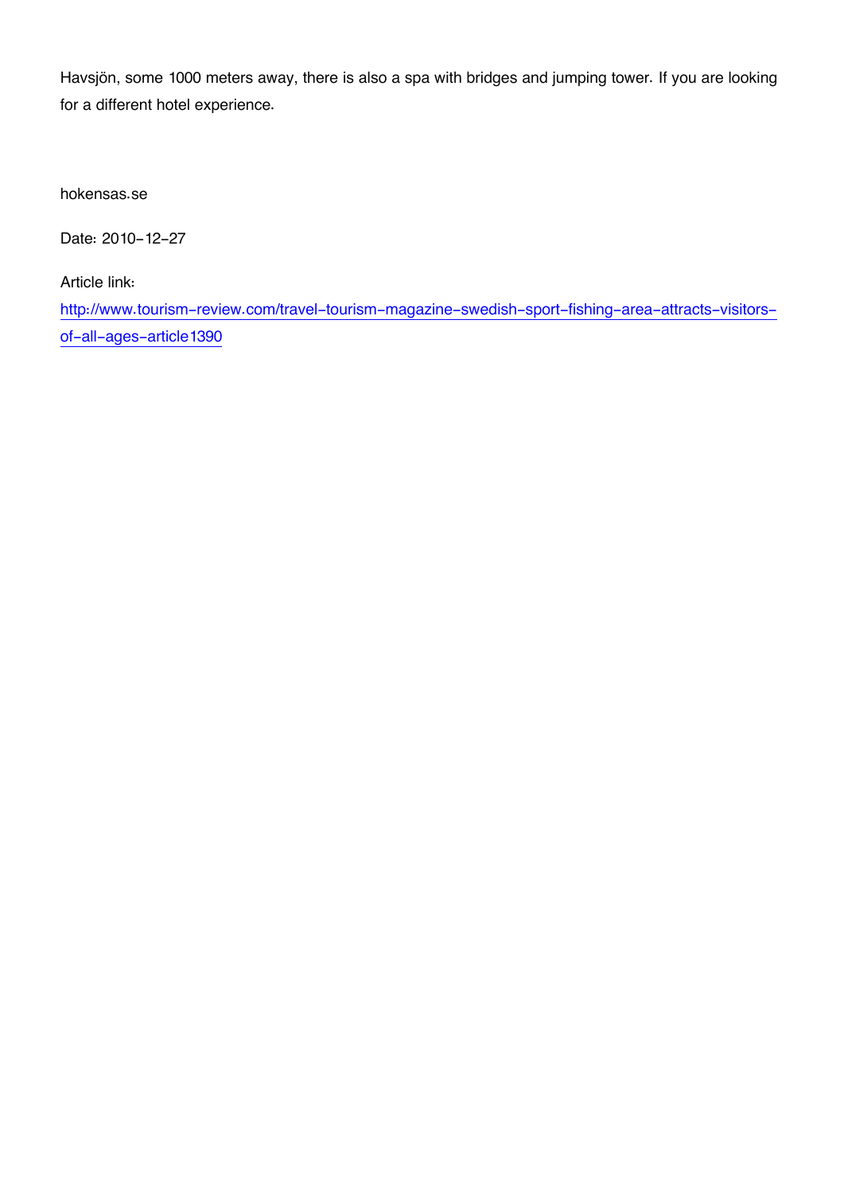Havsjön, some 1000 meters away, there is also a spa with bridges and jumping tower. If you are looking for a different hotel experience.

hokensas.se

Date: 2010-12-27

Article link:
[http://www.tourism-review.com/travel-tourism-magazine-swedish-sport-fishing-area-attracts-visitors-of-all-ages-article1390](http://www.tourism-review.com/travel-tourism-magazine-swedish-sport-fishing-area-attracts-visitors-of-all-ages-article1390)